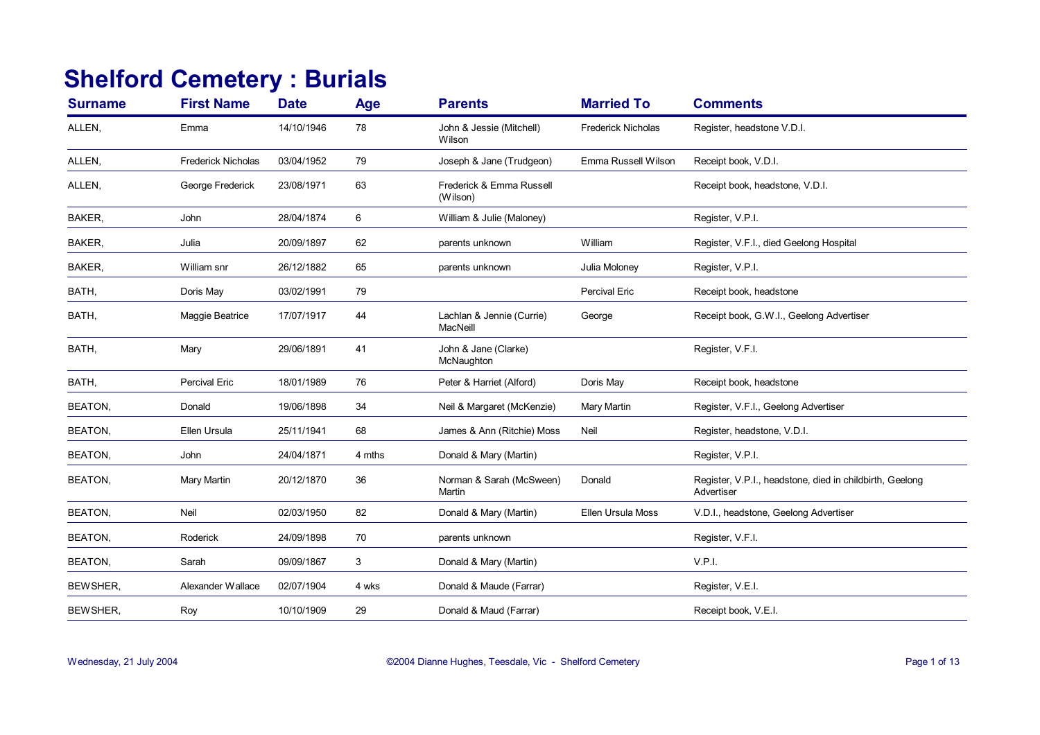# Shelford Cemetery : Burials

| Surname | First Name | Date | Age | Parents | Married To | Comments |
|---|---|---|---|---|---|---|
| ALLEN, | Emma | 14/10/1946 | 78 | John & Jessie (Mitchell) Wilson | Frederick Nicholas | Register, headstone V.D.I. |
| ALLEN, | Frederick Nicholas | 03/04/1952 | 79 | Joseph & Jane (Trudgeon) | Emma Russell Wilson | Receipt book, V.D.I. |
| ALLEN, | George Frederick | 23/08/1971 | 63 | Frederick & Emma Russell (Wilson) | | Receipt book, headstone, V.D.I. |
| BAKER, | John | 28/04/1874 | 6 | William & Julie (Maloney) | | Register, V.P.I. |
| BAKER, | Julia | 20/09/1897 | 62 | parents unknown | William | Register, V.F.I., died Geelong Hospital |
| BAKER, | William snr | 26/12/1882 | 65 | parents unknown | Julia Moloney | Register, V.P.I. |
| BATH, | Doris May | 03/02/1991 | 79 | | Percival Eric | Receipt book, headstone |
| BATH, | Maggie Beatrice | 17/07/1917 | 44 | Lachlan & Jennie (Currie) MacNeill | George | Receipt book, G.W.I., Geelong Advertiser |
| BATH, | Mary | 29/06/1891 | 41 | John & Jane (Clarke) McNaughton | | Register, V.F.I. |
| BATH, | Percival Eric | 18/01/1989 | 76 | Peter & Harriet (Alford) | Doris May | Receipt book, headstone |
| BEATON, | Donald | 19/06/1898 | 34 | Neil & Margaret (McKenzie) | Mary Martin | Register, V.F.I., Geelong Advertiser |
| BEATON, | Ellen Ursula | 25/11/1941 | 68 | James & Ann (Ritchie) Moss | Neil | Register, headstone, V.D.I. |
| BEATON, | John | 24/04/1871 | 4 mths | Donald & Mary (Martin) | | Register, V.P.I. |
| BEATON, | Mary Martin | 20/12/1870 | 36 | Norman & Sarah (McSween) Martin | Donald | Register, V.P.I., headstone, died in childbirth, Geelong Advertiser |
| BEATON, | Neil | 02/03/1950 | 82 | Donald & Mary (Martin) | Ellen Ursula Moss | V.D.I., headstone, Geelong Advertiser |
| BEATON, | Roderick | 24/09/1898 | 70 | parents unknown | | Register, V.F.I. |
| BEATON, | Sarah | 09/09/1867 | 3 | Donald & Mary (Martin) | | V.P.I. |
| BEWSHER, | Alexander Wallace | 02/07/1904 | 4 wks | Donald & Maude (Farrar) | | Register, V.E.I. |
| BEWSHER, | Roy | 10/10/1909 | 29 | Donald & Maud (Farrar) | | Receipt book, V.E.I. |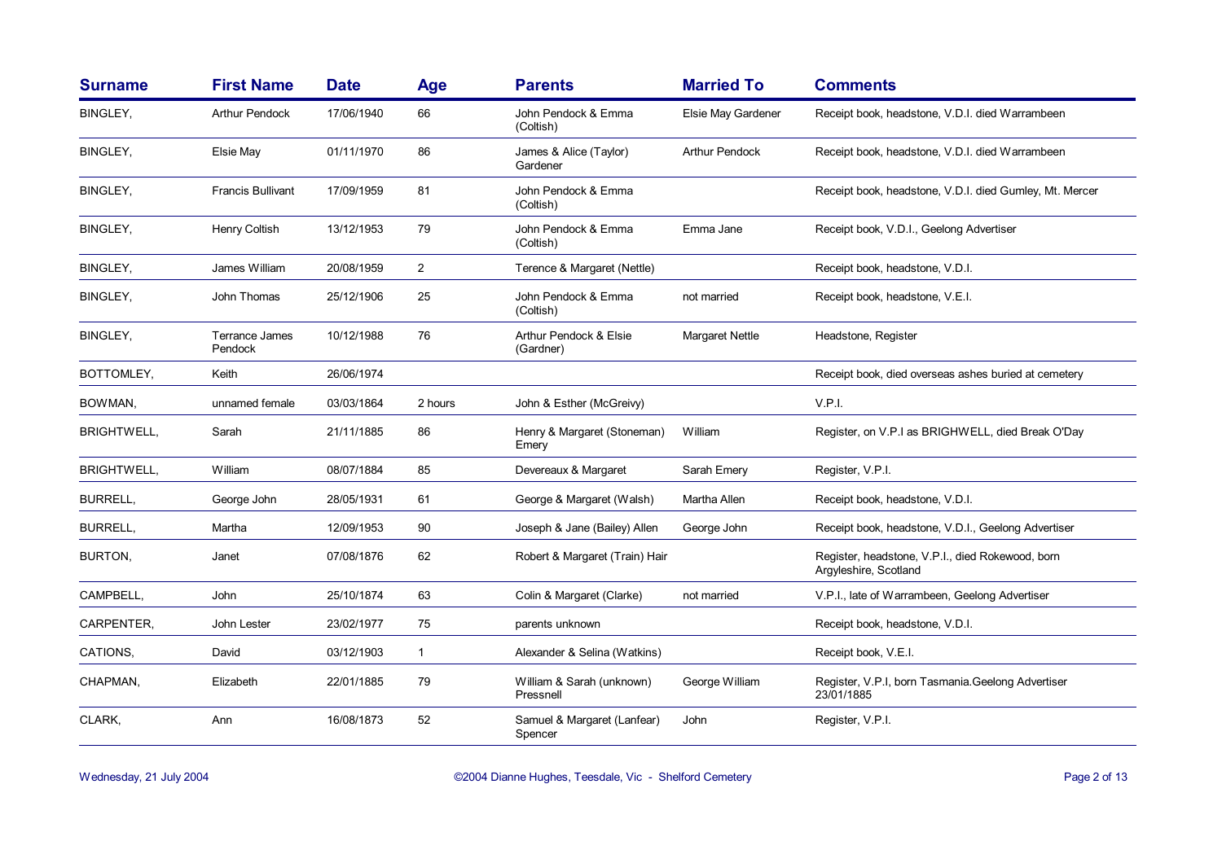| Surname | First Name | Date | Age | Parents | Married To | Comments |
|---|---|---|---|---|---|---|
| BINGLEY, | Arthur Pendock | 17/06/1940 | 66 | John Pendock & Emma (Coltish) | Elsie May Gardener | Receipt book, headstone, V.D.I. died Warrambeen |
| BINGLEY, | Elsie May | 01/11/1970 | 86 | James & Alice (Taylor) Gardener | Arthur Pendock | Receipt book, headstone, V.D.I. died Warrambeen |
| BINGLEY, | Francis Bullivant | 17/09/1959 | 81 | John Pendock & Emma (Coltish) | | Receipt book, headstone, V.D.I. died Gumley, Mt. Mercer |
| BINGLEY, | Henry Coltish | 13/12/1953 | 79 | John Pendock & Emma (Coltish) | Emma Jane | Receipt book, V.D.I., Geelong Advertiser |
| BINGLEY, | James William | 20/08/1959 | 2 | Terence & Margaret (Nettle) | | Receipt book, headstone, V.D.I. |
| BINGLEY, | John Thomas | 25/12/1906 | 25 | John Pendock & Emma (Coltish) | not married | Receipt book, headstone, V.E.I. |
| BINGLEY, | Terrance James Pendock | 10/12/1988 | 76 | Arthur Pendock & Elsie (Gardner) | Margaret Nettle | Headstone, Register |
| BOTTOMLEY, | Keith | 26/06/1974 | | | | Receipt book, died overseas ashes buried at cemetery |
| BOWMAN, | unnamed female | 03/03/1864 | 2 hours | John & Esther (McGreivy) | | V.P.I. |
| BRIGHTWELL, | Sarah | 21/11/1885 | 86 | Henry & Margaret (Stoneman) Emery | William | Register, on V.P.I as BRIGHWELL, died Break O'Day |
| BRIGHTWELL, | William | 08/07/1884 | 85 | Devereaux & Margaret | Sarah Emery | Register, V.P.I. |
| BURRELL, | George John | 28/05/1931 | 61 | George & Margaret (Walsh) | Martha Allen | Receipt book, headstone, V.D.I. |
| BURRELL, | Martha | 12/09/1953 | 90 | Joseph & Jane (Bailey) Allen | George John | Receipt book, headstone, V.D.I., Geelong Advertiser |
| BURTON, | Janet | 07/08/1876 | 62 | Robert & Margaret (Train) Hair | | Register, headstone, V.P.I., died Rokewood, born Argyleshire, Scotland |
| CAMPBELL, | John | 25/10/1874 | 63 | Colin & Margaret (Clarke) | not married | V.P.I., late of Warrambeen, Geelong Advertiser |
| CARPENTER, | John Lester | 23/02/1977 | 75 | parents unknown | | Receipt book, headstone, V.D.I. |
| CATIONS, | David | 03/12/1903 | 1 | Alexander & Selina (Watkins) | | Receipt book, V.E.I. |
| CHAPMAN, | Elizabeth | 22/01/1885 | 79 | William & Sarah (unknown) Pressnell | George William | Register, V.P.I, born Tasmania.Geelong Advertiser 23/01/1885 |
| CLARK, | Ann | 16/08/1873 | 52 | Samuel & Margaret (Lanfear) Spencer | John | Register, V.P.I. |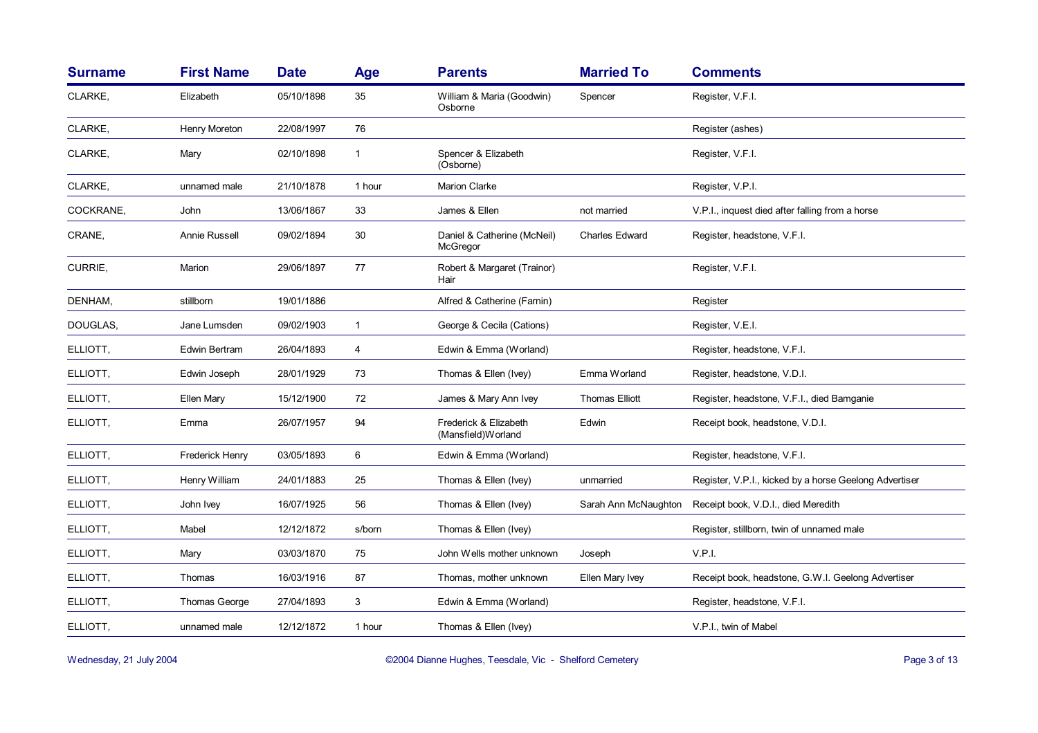| Surname | First Name | Date | Age | Parents | Married To | Comments |
| --- | --- | --- | --- | --- | --- | --- |
| CLARKE, | Elizabeth | 05/10/1898 | 35 | William & Maria (Goodwin) Osborne | Spencer | Register, V.F.I. |
| CLARKE, | Henry Moreton | 22/08/1997 | 76 | | | Register (ashes) |
| CLARKE, | Mary | 02/10/1898 | 1 | Spencer & Elizabeth (Osborne) | | Register, V.F.I. |
| CLARKE, | unnamed male | 21/10/1878 | 1 hour | Marion Clarke | | Register, V.P.I. |
| COCKRANE, | John | 13/06/1867 | 33 | James & Ellen | not married | V.P.I., inquest died after falling from a horse |
| CRANE, | Annie Russell | 09/02/1894 | 30 | Daniel & Catherine (McNeil) McGregor | Charles Edward | Register, headstone, V.F.I. |
| CURRIE, | Marion | 29/06/1897 | 77 | Robert & Margaret (Trainor) Hair | | Register, V.F.I. |
| DENHAM, | stillborn | 19/01/1886 | | Alfred & Catherine (Farnin) | | Register |
| DOUGLAS, | Jane Lumsden | 09/02/1903 | 1 | George & Cecila (Cations) | | Register, V.E.I. |
| ELLIOTT, | Edwin Bertram | 26/04/1893 | 4 | Edwin & Emma (Worland) | | Register, headstone, V.F.I. |
| ELLIOTT, | Edwin Joseph | 28/01/1929 | 73 | Thomas & Ellen (Ivey) | Emma Worland | Register, headstone, V.D.I. |
| ELLIOTT, | Ellen Mary | 15/12/1900 | 72 | James & Mary Ann Ivey | Thomas Elliott | Register, headstone, V.F.I., died Bamganie |
| ELLIOTT, | Emma | 26/07/1957 | 94 | Frederick & Elizabeth (Mansfield)Worland | Edwin | Receipt book, headstone, V.D.I. |
| ELLIOTT, | Frederick Henry | 03/05/1893 | 6 | Edwin & Emma (Worland) | | Register, headstone, V.F.I. |
| ELLIOTT, | Henry William | 24/01/1883 | 25 | Thomas & Ellen (Ivey) | unmarried | Register, V.P.I., kicked by a horse Geelong Advertiser |
| ELLIOTT, | John Ivey | 16/07/1925 | 56 | Thomas & Ellen (Ivey) | Sarah Ann McNaughton | Receipt book, V.D.I., died Meredith |
| ELLIOTT, | Mabel | 12/12/1872 | s/born | Thomas & Ellen (Ivey) | | Register, stillborn, twin of unnamed male |
| ELLIOTT, | Mary | 03/03/1870 | 75 | John Wells mother unknown | Joseph | V.P.I. |
| ELLIOTT, | Thomas | 16/03/1916 | 87 | Thomas, mother unknown | Ellen Mary Ivey | Receipt book, headstone, G.W.I. Geelong Advertiser |
| ELLIOTT, | Thomas George | 27/04/1893 | 3 | Edwin & Emma (Worland) | | Register, headstone, V.F.I. |
| ELLIOTT, | unnamed male | 12/12/1872 | 1 hour | Thomas & Ellen (Ivey) | | V.P.I., twin of Mabel |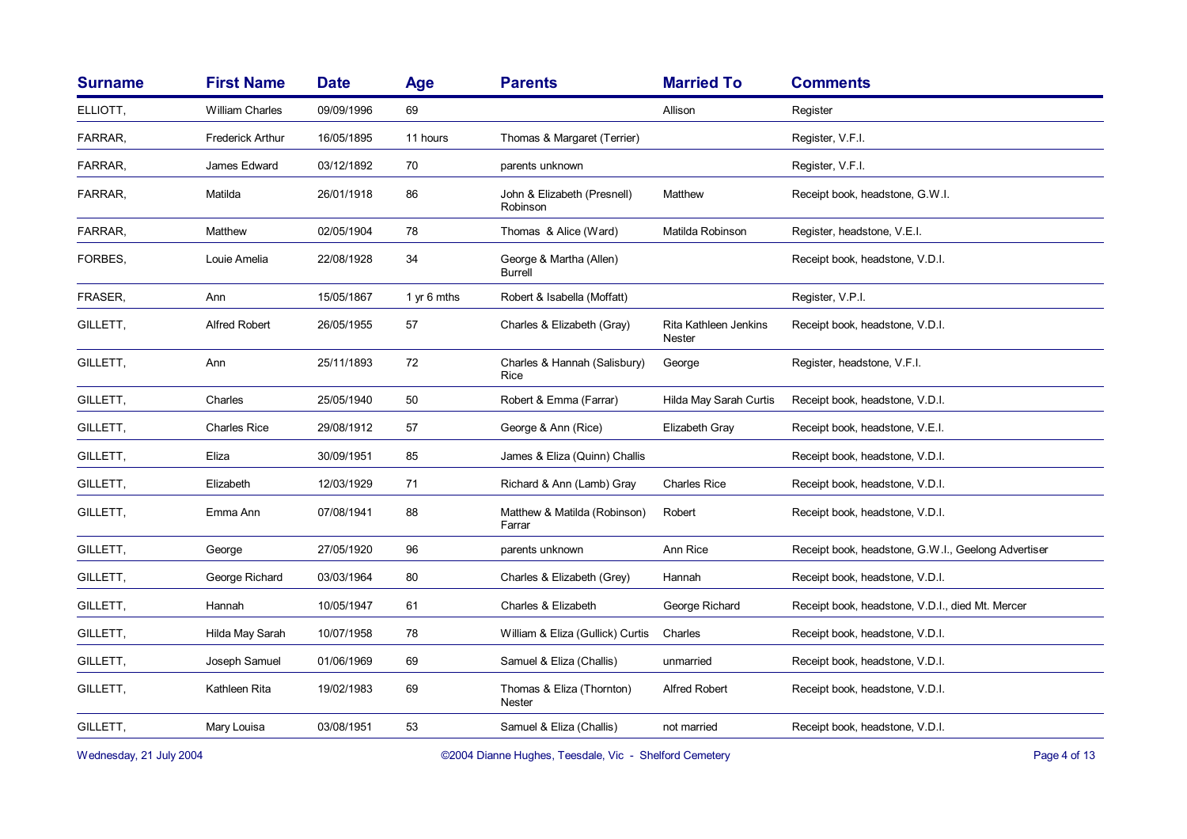| Surname | First Name | Date | Age | Parents | Married To | Comments |
|---|---|---|---|---|---|---|
| ELLIOTT, | William Charles | 09/09/1996 | 69 | | Allison | Register |
| FARRAR, | Frederick Arthur | 16/05/1895 | 11 hours | Thomas & Margaret (Terrier) | | Register, V.F.I. |
| FARRAR, | James Edward | 03/12/1892 | 70 | parents unknown | | Register, V.F.I. |
| FARRAR, | Matilda | 26/01/1918 | 86 | John & Elizabeth (Presnell) Robinson | Matthew | Receipt book, headstone, G.W.I. |
| FARRAR, | Matthew | 02/05/1904 | 78 | Thomas & Alice (Ward) | Matilda Robinson | Register, headstone, V.E.I. |
| FORBES, | Louie Amelia | 22/08/1928 | 34 | George & Martha (Allen) Burrell | | Receipt book, headstone, V.D.I. |
| FRASER, | Ann | 15/05/1867 | 1 yr 6 mths | Robert & Isabella (Moffatt) | | Register, V.P.I. |
| GILLETT, | Alfred Robert | 26/05/1955 | 57 | Charles & Elizabeth (Gray) | Rita Kathleen Jenkins Nester | Receipt book, headstone, V.D.I. |
| GILLETT, | Ann | 25/11/1893 | 72 | Charles & Hannah (Salisbury) Rice | George | Register, headstone, V.F.I. |
| GILLETT, | Charles | 25/05/1940 | 50 | Robert & Emma (Farrar) | Hilda May Sarah Curtis | Receipt book, headstone, V.D.I. |
| GILLETT, | Charles Rice | 29/08/1912 | 57 | George & Ann (Rice) | Elizabeth Gray | Receipt book, headstone, V.E.I. |
| GILLETT, | Eliza | 30/09/1951 | 85 | James & Eliza (Quinn) Challis | | Receipt book, headstone, V.D.I. |
| GILLETT, | Elizabeth | 12/03/1929 | 71 | Richard & Ann (Lamb) Gray | Charles Rice | Receipt book, headstone, V.D.I. |
| GILLETT, | Emma Ann | 07/08/1941 | 88 | Matthew & Matilda (Robinson) Farrar | Robert | Receipt book, headstone, V.D.I. |
| GILLETT, | George | 27/05/1920 | 96 | parents unknown | Ann Rice | Receipt book, headstone, G.W.I., Geelong Advertiser |
| GILLETT, | George Richard | 03/03/1964 | 80 | Charles & Elizabeth (Grey) | Hannah | Receipt book, headstone, V.D.I. |
| GILLETT, | Hannah | 10/05/1947 | 61 | Charles & Elizabeth | George Richard | Receipt book, headstone, V.D.I., died Mt. Mercer |
| GILLETT, | Hilda May Sarah | 10/07/1958 | 78 | William & Eliza (Gullick) Curtis | Charles | Receipt book, headstone, V.D.I. |
| GILLETT, | Joseph Samuel | 01/06/1969 | 69 | Samuel & Eliza (Challis) | unmarried | Receipt book, headstone, V.D.I. |
| GILLETT, | Kathleen Rita | 19/02/1983 | 69 | Thomas & Eliza (Thornton) Nester | Alfred Robert | Receipt book, headstone, V.D.I. |
| GILLETT, | Mary Louisa | 03/08/1951 | 53 | Samuel & Eliza (Challis) | not married | Receipt book, headstone, V.D.I. |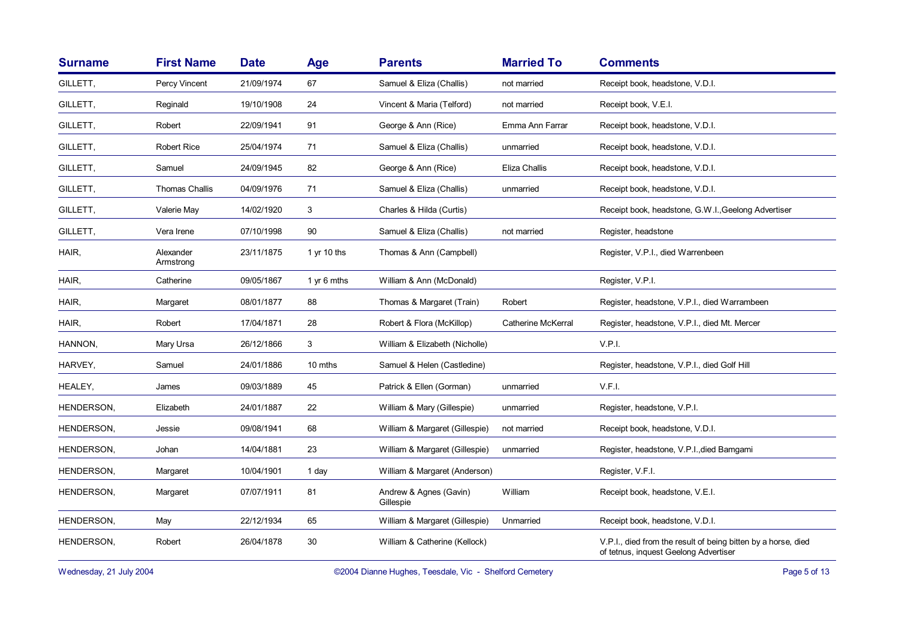| Surname | First Name | Date | Age | Parents | Married To | Comments |
|---|---|---|---|---|---|---|
| GILLETT, | Percy Vincent | 21/09/1974 | 67 | Samuel & Eliza (Challis) | not married | Receipt book, headstone, V.D.I. |
| GILLETT, | Reginald | 19/10/1908 | 24 | Vincent & Maria (Telford) | not married | Receipt book, V.E.I. |
| GILLETT, | Robert | 22/09/1941 | 91 | George & Ann (Rice) | Emma Ann Farrar | Receipt book, headstone, V.D.I. |
| GILLETT, | Robert Rice | 25/04/1974 | 71 | Samuel & Eliza (Challis) | unmarried | Receipt book, headstone, V.D.I. |
| GILLETT, | Samuel | 24/09/1945 | 82 | George & Ann (Rice) | Eliza Challis | Receipt book, headstone, V.D.I. |
| GILLETT, | Thomas Challis | 04/09/1976 | 71 | Samuel & Eliza (Challis) | unmarried | Receipt book, headstone, V.D.I. |
| GILLETT, | Valerie May | 14/02/1920 | 3 | Charles & Hilda (Curtis) | | Receipt book, headstone, G.W.I.,Geelong Advertiser |
| GILLETT, | Vera Irene | 07/10/1998 | 90 | Samuel & Eliza (Challis) | not married | Register, headstone |
| HAIR, | Alexander Armstrong | 23/11/1875 | 1 yr 10 ths | Thomas & Ann (Campbell) | | Register, V.P.I., died Warrenbeen |
| HAIR, | Catherine | 09/05/1867 | 1 yr 6 mths | William & Ann (McDonald) | | Register, V.P.I. |
| HAIR, | Margaret | 08/01/1877 | 88 | Thomas & Margaret (Train) | Robert | Register, headstone, V.P.I., died Warrambeen |
| HAIR, | Robert | 17/04/1871 | 28 | Robert & Flora (McKillop) | Catherine McKerral | Register, headstone, V.P.I., died Mt. Mercer |
| HANNON, | Mary Ursa | 26/12/1866 | 3 | William & Elizabeth (Nicholle) | | V.P.I. |
| HARVEY, | Samuel | 24/01/1886 | 10 mths | Samuel & Helen (Castledine) | | Register, headstone, V.P.I., died Golf Hill |
| HEALEY, | James | 09/03/1889 | 45 | Patrick & Ellen (Gorman) | unmarried | V.F.I. |
| HENDERSON, | Elizabeth | 24/01/1887 | 22 | William & Mary (Gillespie) | unmarried | Register, headstone, V.P.I. |
| HENDERSON, | Jessie | 09/08/1941 | 68 | William & Margaret (Gillespie) | not married | Receipt book, headstone, V.D.I. |
| HENDERSON, | Johan | 14/04/1881 | 23 | William & Margaret (Gillespie) | unmarried | Register, headstone, V.P.I.,died Bamgami |
| HENDERSON, | Margaret | 10/04/1901 | 1 day | William & Margaret (Anderson) | | Register, V.F.I. |
| HENDERSON, | Margaret | 07/07/1911 | 81 | Andrew & Agnes (Gavin) Gillespie | William | Receipt book, headstone, V.E.I. |
| HENDERSON, | May | 22/12/1934 | 65 | William & Margaret (Gillespie) | Unmarried | Receipt book, headstone, V.D.I. |
| HENDERSON, | Robert | 26/04/1878 | 30 | William & Catherine (Kellock) | | V.P.I., died from the result of being bitten by a horse, died of tetnus, inquest Geelong Advertiser |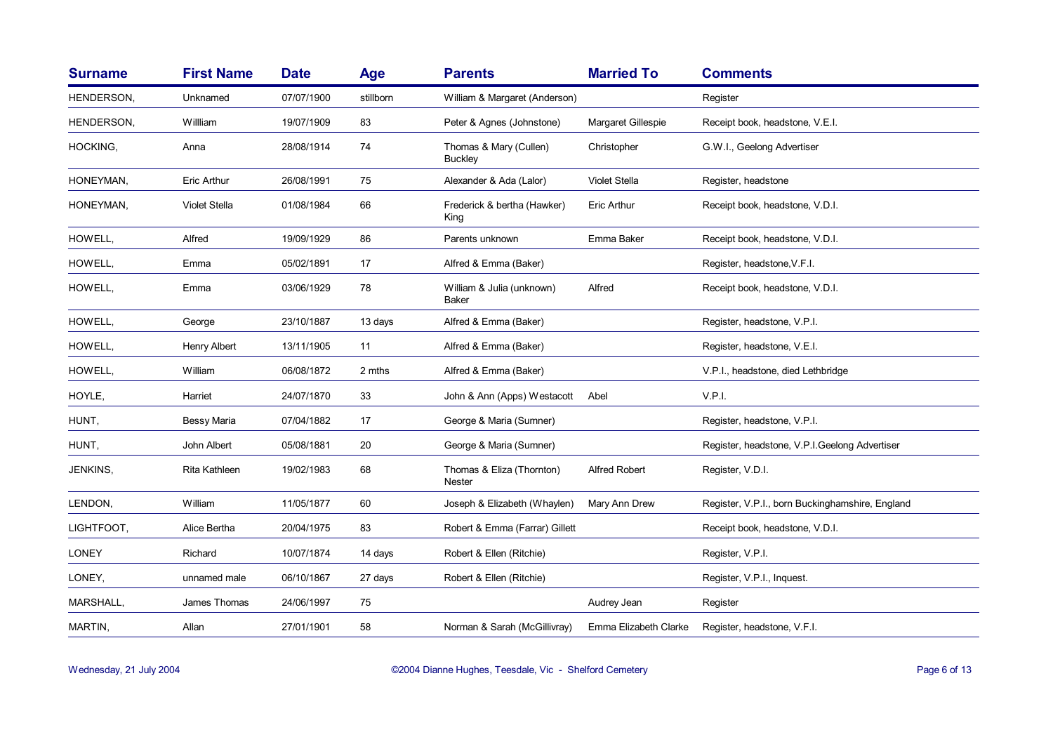| Surname | First Name | Date | Age | Parents | Married To | Comments |
|---|---|---|---|---|---|---|
| HENDERSON, | Unknamed | 07/07/1900 | stillborn | William & Margaret (Anderson) | | Register |
| HENDERSON, | Willliam | 19/07/1909 | 83 | Peter & Agnes (Johnstone) | Margaret Gillespie | Receipt book, headstone, V.E.I. |
| HOCKING, | Anna | 28/08/1914 | 74 | Thomas & Mary (Cullen) Buckley | Christopher | G.W.I., Geelong Advertiser |
| HONEYMAN, | Eric Arthur | 26/08/1991 | 75 | Alexander & Ada (Lalor) | Violet Stella | Register, headstone |
| HONEYMAN, | Violet Stella | 01/08/1984 | 66 | Frederick & bertha (Hawker) King | Eric Arthur | Receipt book, headstone, V.D.I. |
| HOWELL, | Alfred | 19/09/1929 | 86 | Parents unknown | Emma Baker | Receipt book, headstone, V.D.I. |
| HOWELL, | Emma | 05/02/1891 | 17 | Alfred & Emma (Baker) | | Register, headstone,V.F.I. |
| HOWELL, | Emma | 03/06/1929 | 78 | William & Julia (unknown) Baker | Alfred | Receipt book, headstone, V.D.I. |
| HOWELL, | George | 23/10/1887 | 13 days | Alfred & Emma (Baker) | | Register, headstone, V.P.I. |
| HOWELL, | Henry Albert | 13/11/1905 | 11 | Alfred & Emma (Baker) | | Register, headstone, V.E.I. |
| HOWELL, | William | 06/08/1872 | 2 mths | Alfred & Emma (Baker) | | V.P.I., headstone, died Lethbridge |
| HOYLE, | Harriet | 24/07/1870 | 33 | John & Ann (Apps) Westacott | Abel | V.P.I. |
| HUNT, | Bessy Maria | 07/04/1882 | 17 | George & Maria (Sumner) | | Register, headstone, V.P.I. |
| HUNT, | John Albert | 05/08/1881 | 20 | George & Maria (Sumner) | | Register, headstone, V.P.I.Geelong Advertiser |
| JENKINS, | Rita Kathleen | 19/02/1983 | 68 | Thomas & Eliza (Thornton) Nester | Alfred Robert | Register, V.D.I. |
| LENDON, | William | 11/05/1877 | 60 | Joseph & Elizabeth (Whaylen) | Mary Ann Drew | Register, V.P.I., born Buckinghamshire, England |
| LIGHTFOOT, | Alice Bertha | 20/04/1975 | 83 | Robert & Emma (Farrar) Gillett | | Receipt book, headstone, V.D.I. |
| LONEY | Richard | 10/07/1874 | 14 days | Robert & Ellen (Ritchie) | | Register, V.P.I. |
| LONEY, | unnamed male | 06/10/1867 | 27 days | Robert & Ellen (Ritchie) | | Register, V.P.I., Inquest. |
| MARSHALL, | James Thomas | 24/06/1997 | 75 | | Audrey Jean | Register |
| MARTIN, | Allan | 27/01/1901 | 58 | Norman & Sarah (McGillivray) | Emma Elizabeth Clarke | Register, headstone, V.F.I. |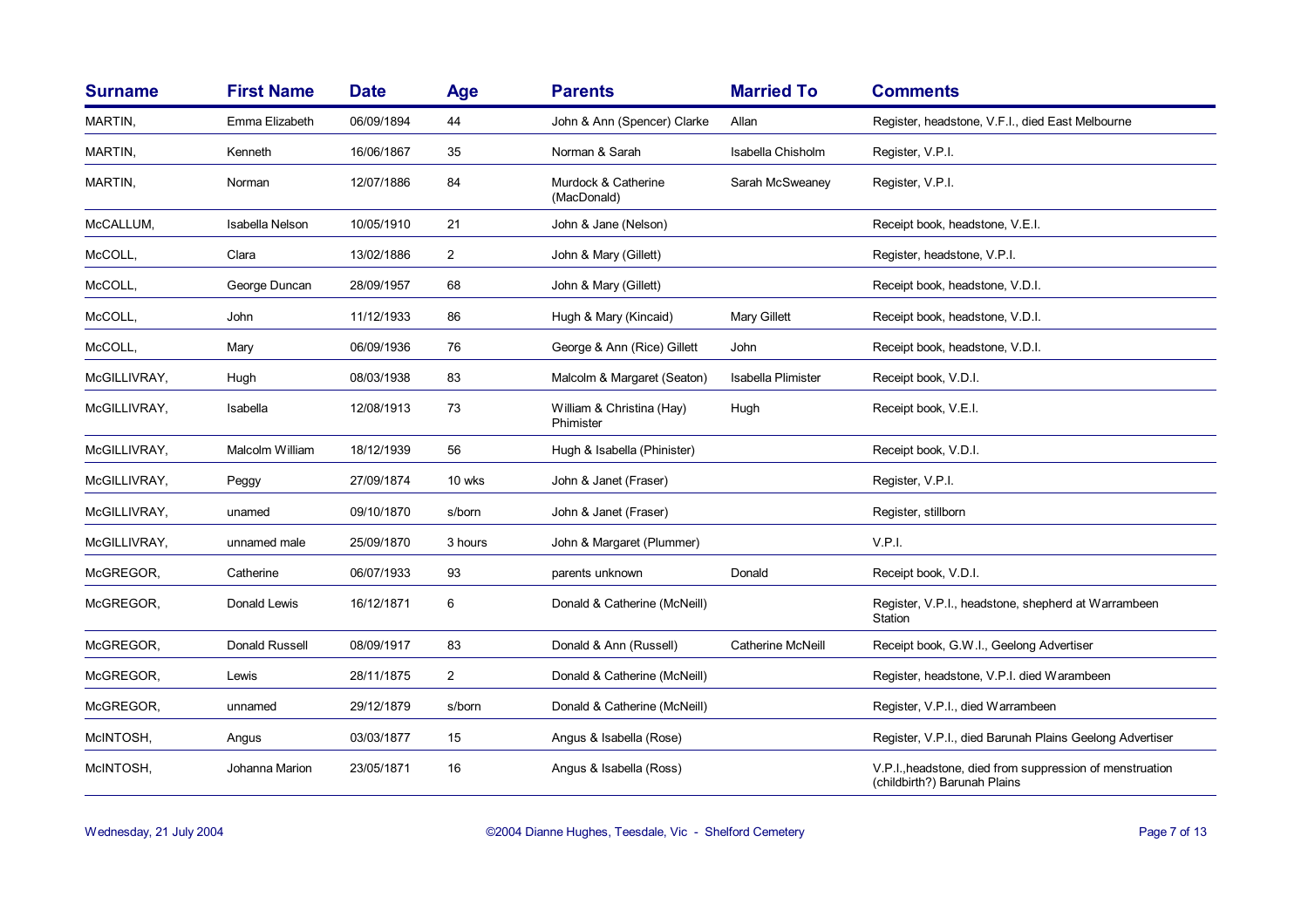| Surname | First Name | Date | Age | Parents | Married To | Comments |
|---|---|---|---|---|---|---|
| MARTIN, | Emma Elizabeth | 06/09/1894 | 44 | John & Ann (Spencer) Clarke | Allan | Register, headstone, V.F.I., died East Melbourne |
| MARTIN, | Kenneth | 16/06/1867 | 35 | Norman & Sarah | Isabella Chisholm | Register, V.P.I. |
| MARTIN, | Norman | 12/07/1886 | 84 | Murdock & Catherine (MacDonald) | Sarah McSweaney | Register, V.P.I. |
| McCALLUM, | Isabella Nelson | 10/05/1910 | 21 | John & Jane (Nelson) | | Receipt book, headstone, V.E.I. |
| McCOLL, | Clara | 13/02/1886 | 2 | John & Mary (Gillett) | | Register, headstone, V.P.I. |
| McCOLL, | George Duncan | 28/09/1957 | 68 | John & Mary (Gillett) | | Receipt book, headstone, V.D.I. |
| McCOLL, | John | 11/12/1933 | 86 | Hugh & Mary (Kincaid) | Mary Gillett | Receipt book, headstone, V.D.I. |
| McCOLL, | Mary | 06/09/1936 | 76 | George & Ann (Rice) Gillett | John | Receipt book, headstone, V.D.I. |
| McGILLIVRAY, | Hugh | 08/03/1938 | 83 | Malcolm & Margaret (Seaton) | Isabella Plimister | Receipt book, V.D.I. |
| McGILLIVRAY, | Isabella | 12/08/1913 | 73 | William & Christina (Hay) Phimister | Hugh | Receipt book, V.E.I. |
| McGILLIVRAY, | Malcolm William | 18/12/1939 | 56 | Hugh & Isabella (Phinister) | | Receipt book, V.D.I. |
| McGILLIVRAY, | Peggy | 27/09/1874 | 10 wks | John & Janet (Fraser) | | Register, V.P.I. |
| McGILLIVRAY, | unamed | 09/10/1870 | s/born | John & Janet (Fraser) | | Register, stillborn |
| McGILLIVRAY, | unnamed male | 25/09/1870 | 3 hours | John & Margaret (Plummer) | | V.P.I. |
| McGREGOR, | Catherine | 06/07/1933 | 93 | parents unknown | Donald | Receipt book, V.D.I. |
| McGREGOR, | Donald Lewis | 16/12/1871 | 6 | Donald & Catherine (McNeill) | | Register, V.P.I., headstone, shepherd at Warrambeen Station |
| McGREGOR, | Donald Russell | 08/09/1917 | 83 | Donald & Ann (Russell) | Catherine McNeill | Receipt book, G.W.I., Geelong Advertiser |
| McGREGOR, | Lewis | 28/11/1875 | 2 | Donald & Catherine (McNeill) | | Register, headstone, V.P.I. died Warambeen |
| McGREGOR, | unamed | 29/12/1879 | s/born | Donald & Catherine (McNeill) | | Register, V.P.I., died Warrambeen |
| McINTOSH, | Angus | 03/03/1877 | 15 | Angus & Isabella (Rose) | | Register, V.P.I., died Barunah Plains Geelong Advertiser |
| McINTOSH, | Johanna Marion | 23/05/1871 | 16 | Angus & Isabella (Ross) | | V.P.I.,headstone, died from suppression of menstruation (childbirth?) Barunah Plains |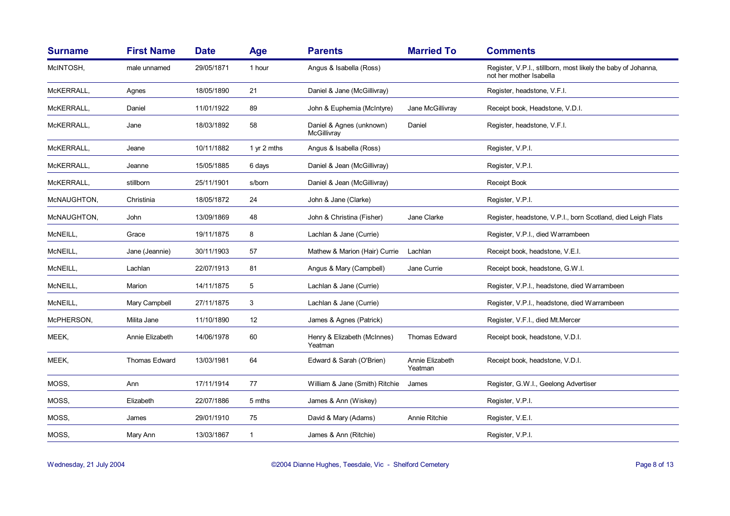| Surname | First Name | Date | Age | Parents | Married To | Comments |
|---|---|---|---|---|---|---|
| McINTOSH, | male unnamed | 29/05/1871 | 1 hour | Angus & Isabella (Ross) | | Register, V.P.I., stillborn, most likely the baby of Johanna, not her mother Isabella |
| McKERRALL, | Agnes | 18/05/1890 | 21 | Daniel & Jane (McGillivray) | | Register, headstone, V.F.I. |
| McKERRALL, | Daniel | 11/01/1922 | 89 | John & Euphemia (McIntyre) | Jane McGillivray | Receipt book, Headstone, V.D.I. |
| McKERRALL, | Jane | 18/03/1892 | 58 | Daniel & Agnes (unknown) McGillivray | Daniel | Register, headstone, V.F.I. |
| McKERRALL, | Jeane | 10/11/1882 | 1 yr 2 mths | Angus & Isabella (Ross) | | Register, V.P.I. |
| McKERRALL, | Jeanne | 15/05/1885 | 6 days | Daniel & Jean (McGillivray) | | Register, V.P.I. |
| McKERRALL, | stillborn | 25/11/1901 | s/born | Daniel & Jean (McGillivray) | | Receipt Book |
| McNAUGHTON, | Christinia | 18/05/1872 | 24 | John & Jane (Clarke) | | Register, V.P.I. |
| McNAUGHTON, | John | 13/09/1869 | 48 | John & Christina (Fisher) | Jane Clarke | Register, headstone, V.P.I., born Scotland, died Leigh Flats |
| McNEILL, | Grace | 19/11/1875 | 8 | Lachlan & Jane (Currie) | | Register, V.P.I., died Warrambeen |
| McNEILL, | Jane (Jeannie) | 30/11/1903 | 57 | Mathew & Marion (Hair) Currie | Lachlan | Receipt book, headstone, V.E.I. |
| McNEILL, | Lachlan | 22/07/1913 | 81 | Angus & Mary (Campbell) | Jane Currie | Receipt book, headstone, G.W.I. |
| McNEILL, | Marion | 14/11/1875 | 5 | Lachlan & Jane (Currie) | | Register, V.P.I., headstone, died Warrambeen |
| McNEILL, | Mary Campbell | 27/11/1875 | 3 | Lachlan & Jane (Currie) | | Register, V.P.I., headstone, died Warrambeen |
| McPHERSON, | Milita Jane | 11/10/1890 | 12 | James & Agnes (Patrick) | | Register, V.F.I., died Mt.Mercer |
| MEEK, | Annie Elizabeth | 14/06/1978 | 60 | Henry & Elizabeth (McInnes) Yeatman | Thomas Edward | Receipt book, headstone, V.D.I. |
| MEEK, | Thomas Edward | 13/03/1981 | 64 | Edward & Sarah (O'Brien) | Annie Elizabeth Yeatman | Receipt book, headstone, V.D.I. |
| MOSS, | Ann | 17/11/1914 | 77 | William & Jane (Smith) Ritchie | James | Register, G.W.I., Geelong Advertiser |
| MOSS, | Elizabeth | 22/07/1886 | 5 mths | James & Ann (Wiskey) | | Register, V.P.I. |
| MOSS, | James | 29/01/1910 | 75 | David & Mary (Adams) | Annie Ritchie | Register, V.E.I. |
| MOSS, | Mary Ann | 13/03/1867 | 1 | James & Ann (Ritchie) | | Register, V.P.I. |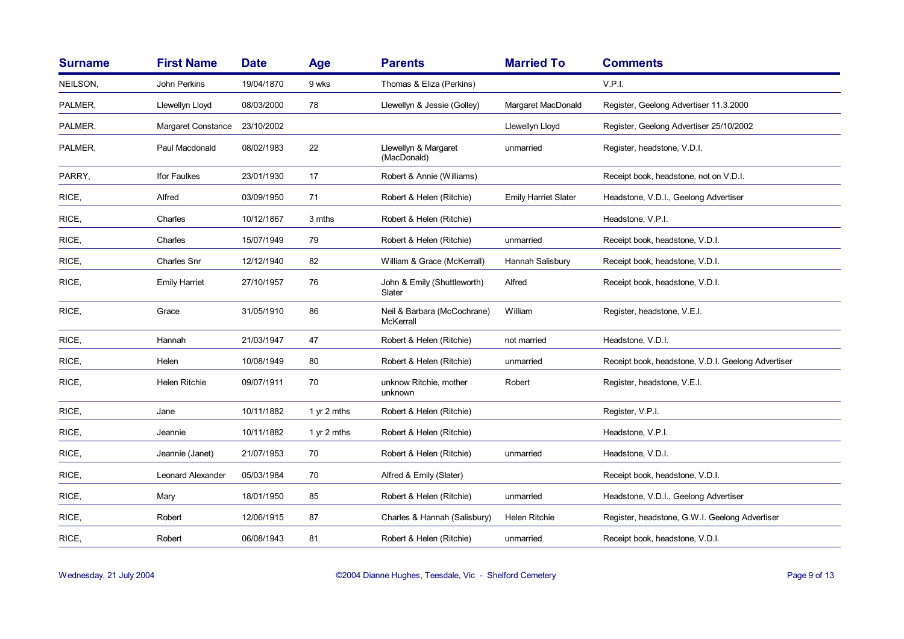| Surname | First Name | Date | Age | Parents | Married To | Comments |
|---|---|---|---|---|---|---|
| NEILSON, | John Perkins | 19/04/1870 | 9 wks | Thomas & Eliza (Perkins) | | V.P.I. |
| PALMER, | Llewellyn Lloyd | 08/03/2000 | 78 | Llewellyn & Jessie (Golley) | Margaret MacDonald | Register, Geelong Advertiser 11.3.2000 |
| PALMER, | Margaret Constance | 23/10/2002 | | | Llewellyn Lloyd | Register, Geelong Advertiser 25/10/2002 |
| PALMER, | Paul Macdonald | 08/02/1983 | 22 | Llewellyn & Margaret (MacDonald) | unmarried | Register, headstone, V.D.I. |
| PARRY, | Ifor Faulkes | 23/01/1930 | 17 | Robert & Annie (Williams) | | Receipt book, headstone, not on V.D.I. |
| RICE, | Alfred | 03/09/1950 | 71 | Robert & Helen (Ritchie) | Emily Harriet Slater | Headstone, V.D.I., Geelong Advertiser |
| RICE, | Charles | 10/12/1867 | 3 mths | Robert & Helen (Ritchie) | | Headstone, V.P.I. |
| RICE, | Charles | 15/07/1949 | 79 | Robert & Helen (Ritchie) | unmarried | Receipt book, headstone, V.D.I. |
| RICE, | Charles Snr | 12/12/1940 | 82 | William & Grace (McKerrall) | Hannah Salisbury | Receipt book, headstone, V.D.I. |
| RICE, | Emily Harriet | 27/10/1957 | 76 | John & Emily (Shuttleworth) Slater | Alfred | Receipt book, headstone, V.D.I. |
| RICE, | Grace | 31/05/1910 | 86 | Neil & Barbara (McCochrane) McKerrall | William | Register, headstone, V.E.I. |
| RICE, | Hannah | 21/03/1947 | 47 | Robert & Helen (Ritchie) | not married | Headstone, V.D.I. |
| RICE, | Helen | 10/08/1949 | 80 | Robert & Helen (Ritchie) | unmarried | Receipt book, headstone, V.D.I. Geelong Advertiser |
| RICE, | Helen Ritchie | 09/07/1911 | 70 | unknow Ritchie, mother unknown | Robert | Register, headstone, V.E.I. |
| RICE, | Jane | 10/11/1882 | 1 yr 2 mths | Robert & Helen (Ritchie) | | Register, V.P.I. |
| RICE, | Jeannie | 10/11/1882 | 1 yr 2 mths | Robert & Helen (Ritchie) | | Headstone, V.P.I. |
| RICE, | Jeannie (Janet) | 21/07/1953 | 70 | Robert & Helen (Ritchie) | unmarried | Headstone, V.D.I. |
| RICE, | Leonard Alexander | 05/03/1984 | 70 | Alfred & Emily (Slater) | | Receipt book, headstone, V.D.I. |
| RICE, | Mary | 18/01/1950 | 85 | Robert & Helen (Ritchie) | unmarried | Headstone, V.D.I., Geelong Advertiser |
| RICE, | Robert | 12/06/1915 | 87 | Charles & Hannah (Salisbury) | Helen Ritchie | Register, headstone, G.W.I. Geelong Advertiser |
| RICE, | Robert | 06/08/1943 | 81 | Robert & Helen (Ritchie) | unmarried | Receipt book, headstone, V.D.I. |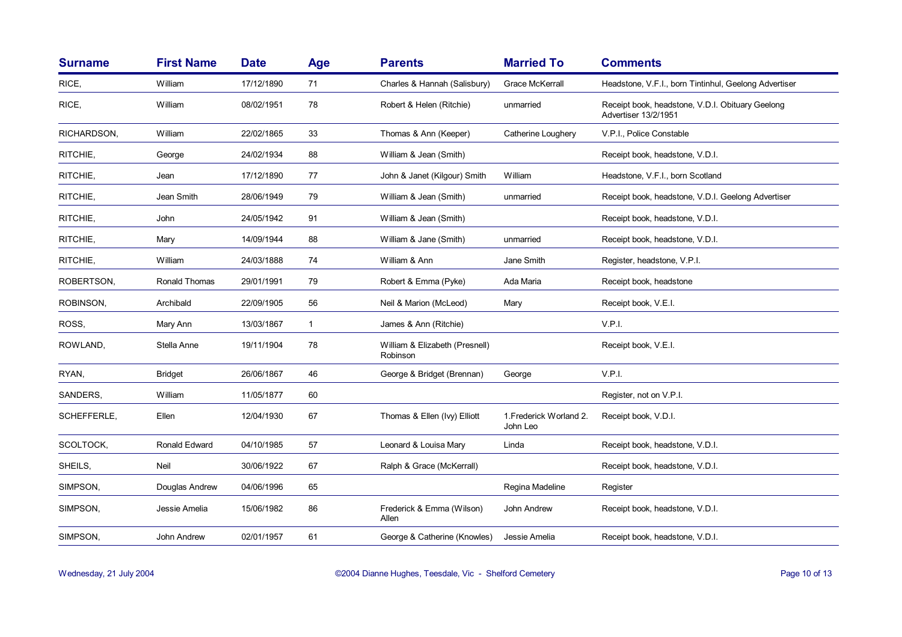| Surname | First Name | Date | Age | Parents | Married To | Comments |
|---|---|---|---|---|---|---|
| RICE, | William | 17/12/1890 | 71 | Charles & Hannah (Salisbury) | Grace McKerrall | Headstone, V.F.I., born Tintinhul, Geelong Advertiser |
| RICE, | William | 08/02/1951 | 78 | Robert & Helen (Ritchie) | unmarried | Receipt book, headstone, V.D.I. Obituary Geelong Advertiser 13/2/1951 |
| RICHARDSON, | William | 22/02/1865 | 33 | Thomas & Ann (Keeper) | Catherine Loughery | V.P.I., Police Constable |
| RITCHIE, | George | 24/02/1934 | 88 | William & Jean (Smith) | | Receipt book, headstone, V.D.I. |
| RITCHIE, | Jean | 17/12/1890 | 77 | John & Janet (Kilgour) Smith | William | Headstone, V.F.I., born Scotland |
| RITCHIE, | Jean Smith | 28/06/1949 | 79 | William & Jean (Smith) | unmarried | Receipt book, headstone, V.D.I. Geelong Advertiser |
| RITCHIE, | John | 24/05/1942 | 91 | William & Jean (Smith) | | Receipt book, headstone, V.D.I. |
| RITCHIE, | Mary | 14/09/1944 | 88 | William & Jane (Smith) | unmarried | Receipt book, headstone, V.D.I. |
| RITCHIE, | William | 24/03/1888 | 74 | William & Ann | Jane Smith | Register, headstone, V.P.I. |
| ROBERTSON, | Ronald Thomas | 29/01/1991 | 79 | Robert & Emma (Pyke) | Ada Maria | Receipt book, headstone |
| ROBINSON, | Archibald | 22/09/1905 | 56 | Neil & Marion (McLeod) | Mary | Receipt book, V.E.I. |
| ROSS, | Mary Ann | 13/03/1867 | 1 | James & Ann (Ritchie) | | V.P.I. |
| ROWLAND, | Stella Anne | 19/11/1904 | 78 | William & Elizabeth (Presnell) Robinson | | Receipt book, V.E.I. |
| RYAN, | Bridget | 26/06/1867 | 46 | George & Bridget (Brennan) | George | V.P.I. |
| SANDERS, | William | 11/05/1877 | 60 | | | Register, not on V.P.I. |
| SCHEFFERLE, | Ellen | 12/04/1930 | 67 | Thomas & Ellen (Ivy) Elliott | 1.Frederick Worland 2. John Leo | Receipt book, V.D.I. |
| SCOLTOCK, | Ronald Edward | 04/10/1985 | 57 | Leonard & Louisa Mary | Linda | Receipt book, headstone, V.D.I. |
| SHEILS, | Neil | 30/06/1922 | 67 | Ralph & Grace (McKerrall) | | Receipt book, headstone, V.D.I. |
| SIMPSON, | Douglas Andrew | 04/06/1996 | 65 | | Regina Madeline | Register |
| SIMPSON, | Jessie Amelia | 15/06/1982 | 86 | Frederick & Emma (Wilson) Allen | John Andrew | Receipt book, headstone, V.D.I. |
| SIMPSON, | John Andrew | 02/01/1957 | 61 | George & Catherine (Knowles) | Jessie Amelia | Receipt book, headstone, V.D.I. |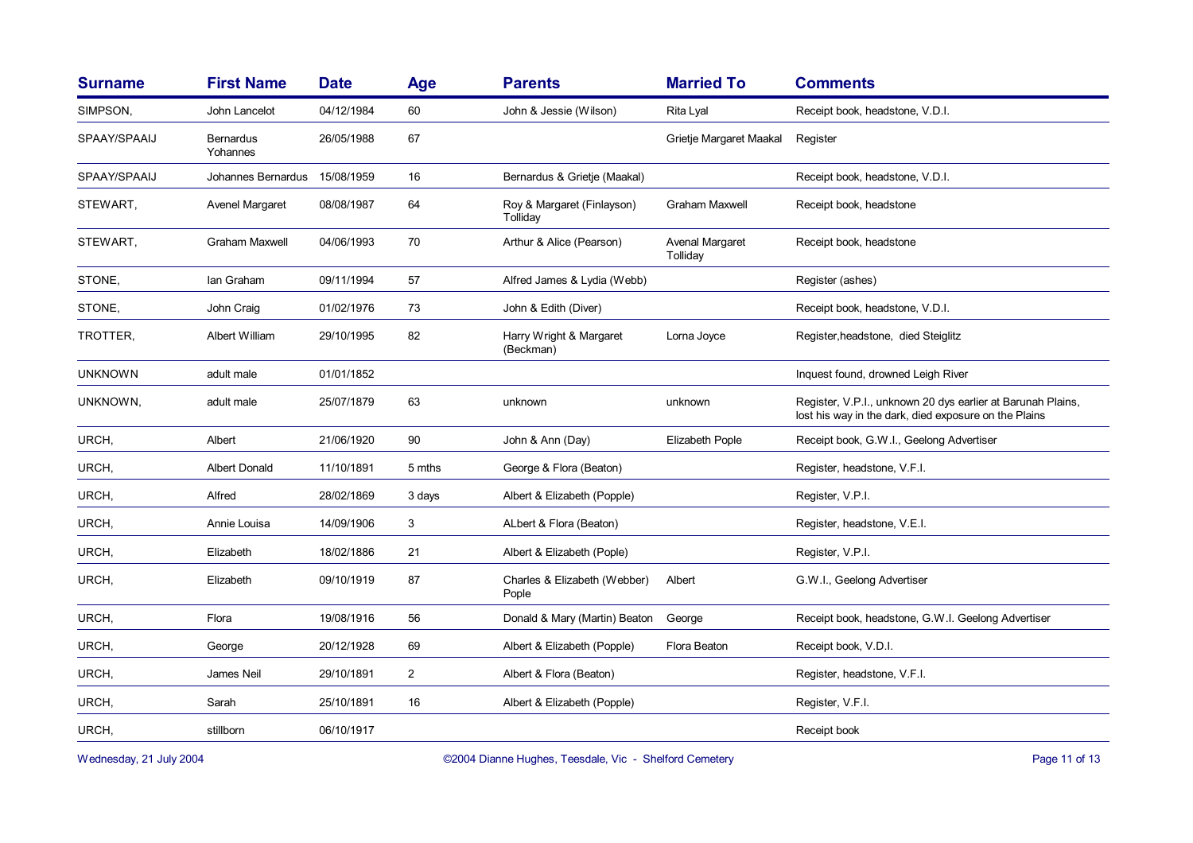| Surname | First Name | Date | Age | Parents | Married To | Comments |
|---|---|---|---|---|---|---|
| SIMPSON, | John Lancelot | 04/12/1984 | 60 | John & Jessie (Wilson) | Rita Lyal | Receipt book, headstone, V.D.I. |
| SPAAY/SPAAIJ | Bernardus Yohannes | 26/05/1988 | 67 | | Grietje Margaret Maakal | Register |
| SPAAY/SPAAIJ | Johannes Bernardus | 15/08/1959 | 16 | Bernardus & Grietje (Maakal) | | Receipt book, headstone, V.D.I. |
| STEWART, | Avenel Margaret | 08/08/1987 | 64 | Roy & Margaret (Finlayson) Tolliday | Graham Maxwell | Receipt book, headstone |
| STEWART, | Graham Maxwell | 04/06/1993 | 70 | Arthur & Alice (Pearson) | Avenal Margaret Tolliday | Receipt book, headstone |
| STONE, | Ian Graham | 09/11/1994 | 57 | Alfred James & Lydia (Webb) | | Register (ashes) |
| STONE, | John Craig | 01/02/1976 | 73 | John & Edith (Diver) | | Receipt book, headstone, V.D.I. |
| TROTTER, | Albert William | 29/10/1995 | 82 | Harry Wright & Margaret (Beckman) | Lorna Joyce | Register,headstone, died Steiglitz |
| UNKNOWN | adult male | 01/01/1852 | | | | Inquest found, drowned Leigh River |
| UNKNOWN, | adult male | 25/07/1879 | 63 | unknown | unknown | Register, V.P.I., unknown 20 dys earlier at Barunah Plains, lost his way in the dark, died exposure on the Plains |
| URCH, | Albert | 21/06/1920 | 90 | John & Ann (Day) | Elizabeth Pople | Receipt book, G.W.I., Geelong Advertiser |
| URCH, | Albert Donald | 11/10/1891 | 5 mths | George & Flora (Beaton) | | Register, headstone, V.F.I. |
| URCH, | Alfred | 28/02/1869 | 3 days | Albert & Elizabeth (Popple) | | Register, V.P.I. |
| URCH, | Annie Louisa | 14/09/1906 | 3 | ALbert & Flora (Beaton) | | Register, headstone, V.E.I. |
| URCH, | Elizabeth | 18/02/1886 | 21 | Albert & Elizabeth (Pople) | | Register, V.P.I. |
| URCH, | Elizabeth | 09/10/1919 | 87 | Charles & Elizabeth (Webber) Pople | Albert | G.W.I., Geelong Advertiser |
| URCH, | Flora | 19/08/1916 | 56 | Donald & Mary (Martin) Beaton | George | Receipt book, headstone, G.W.I. Geelong Advertiser |
| URCH, | George | 20/12/1928 | 69 | Albert & Elizabeth (Popple) | Flora Beaton | Receipt book, V.D.I. |
| URCH, | James Neil | 29/10/1891 | 2 | Albert & Flora (Beaton) | | Register, headstone, V.F.I. |
| URCH, | Sarah | 25/10/1891 | 16 | Albert & Elizabeth (Popple) | | Register, V.F.I. |
| URCH, | stillborn | 06/10/1917 | | | | Receipt book |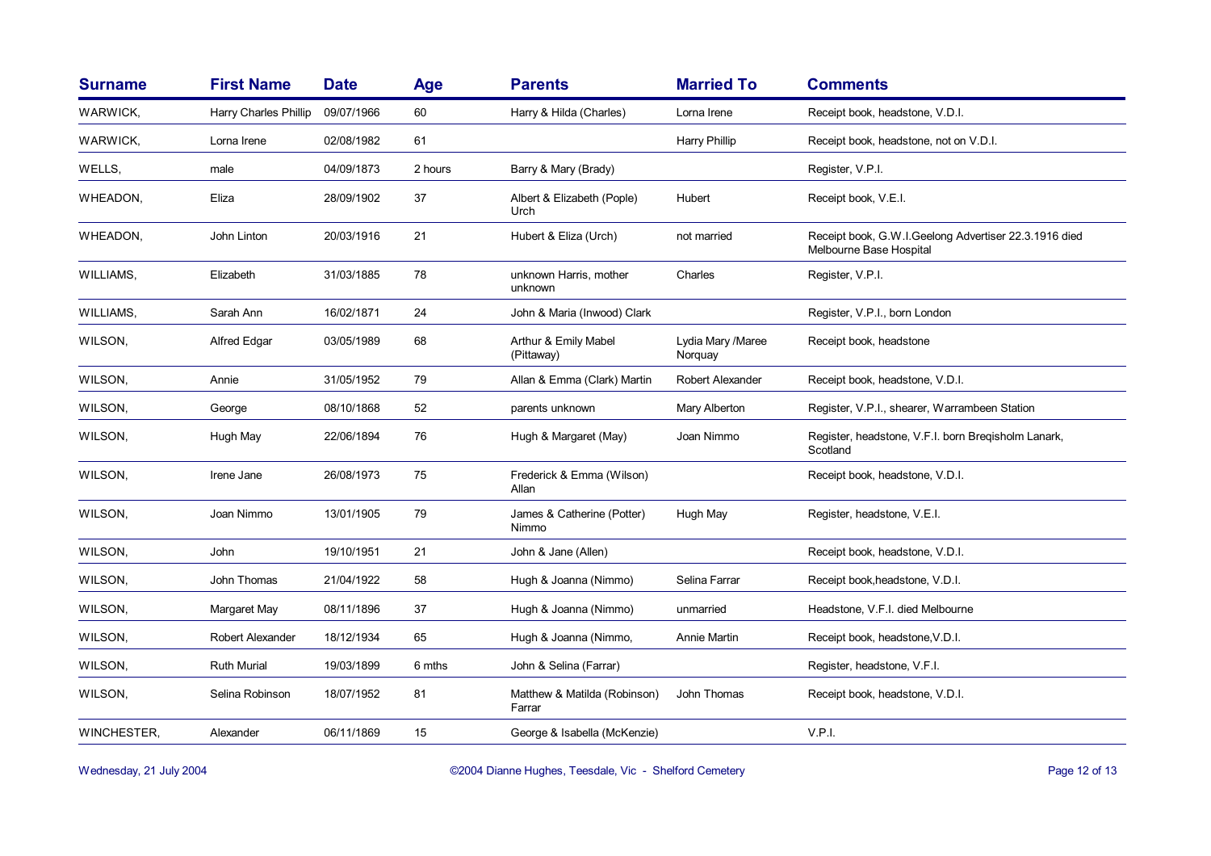| Surname | First Name | Date | Age | Parents | Married To | Comments |
|---|---|---|---|---|---|---|
| WARWICK, | Harry Charles Phillip | 09/07/1966 | 60 | Harry & Hilda (Charles) | Lorna Irene | Receipt book, headstone, V.D.I. |
| WARWICK, | Lorna Irene | 02/08/1982 | 61 | | Harry Phillip | Receipt book, headstone, not on V.D.I. |
| WELLS, | male | 04/09/1873 | 2 hours | Barry & Mary (Brady) | | Register, V.P.I. |
| WHEADON, | Eliza | 28/09/1902 | 37 | Albert & Elizabeth (Pople) Urch | Hubert | Receipt book, V.E.I. |
| WHEADON, | John Linton | 20/03/1916 | 21 | Hubert & Eliza (Urch) | not married | Receipt book, G.W.I.Geelong Advertiser 22.3.1916 died Melbourne Base Hospital |
| WILLIAMS, | Elizabeth | 31/03/1885 | 78 | unknown Harris, mother unknown | Charles | Register, V.P.I. |
| WILLIAMS, | Sarah Ann | 16/02/1871 | 24 | John & Maria (Inwood) Clark | | Register, V.P.I., born London |
| WILSON, | Alfred Edgar | 03/05/1989 | 68 | Arthur & Emily Mabel (Pittaway) | Lydia Mary /Maree Norquay | Receipt book, headstone |
| WILSON, | Annie | 31/05/1952 | 79 | Allan & Emma (Clark) Martin | Robert Alexander | Receipt book, headstone, V.D.I. |
| WILSON, | George | 08/10/1868 | 52 | parents unknown | Mary Alberton | Register, V.P.I., shearer, Warrambeen Station |
| WILSON, | Hugh May | 22/06/1894 | 76 | Hugh & Margaret (May) | Joan Nimmo | Register, headstone, V.F.I. born Breqisholm Lanark, Scotland |
| WILSON, | Irene Jane | 26/08/1973 | 75 | Frederick & Emma (Wilson) Allan | | Receipt book, headstone, V.D.I. |
| WILSON, | Joan Nimmo | 13/01/1905 | 79 | James & Catherine (Potter) Nimmo | Hugh May | Register, headstone, V.E.I. |
| WILSON, | John | 19/10/1951 | 21 | John & Jane (Allen) | | Receipt book, headstone, V.D.I. |
| WILSON, | John Thomas | 21/04/1922 | 58 | Hugh & Joanna (Nimmo) | Selina Farrar | Receipt book,headstone, V.D.I. |
| WILSON, | Margaret May | 08/11/1896 | 37 | Hugh & Joanna (Nimmo) | unmarried | Headstone, V.F.I. died Melbourne |
| WILSON, | Robert Alexander | 18/12/1934 | 65 | Hugh & Joanna (Nimmo, | Annie Martin | Receipt book, headstone,V.D.I. |
| WILSON, | Ruth Murial | 19/03/1899 | 6 mths | John & Selina (Farrar) | | Register, headstone, V.F.I. |
| WILSON, | Selina Robinson | 18/07/1952 | 81 | Matthew & Matilda (Robinson) Farrar | John Thomas | Receipt book, headstone, V.D.I. |
| WINCHESTER, | Alexander | 06/11/1869 | 15 | George & Isabella (McKenzie) | | V.P.I. |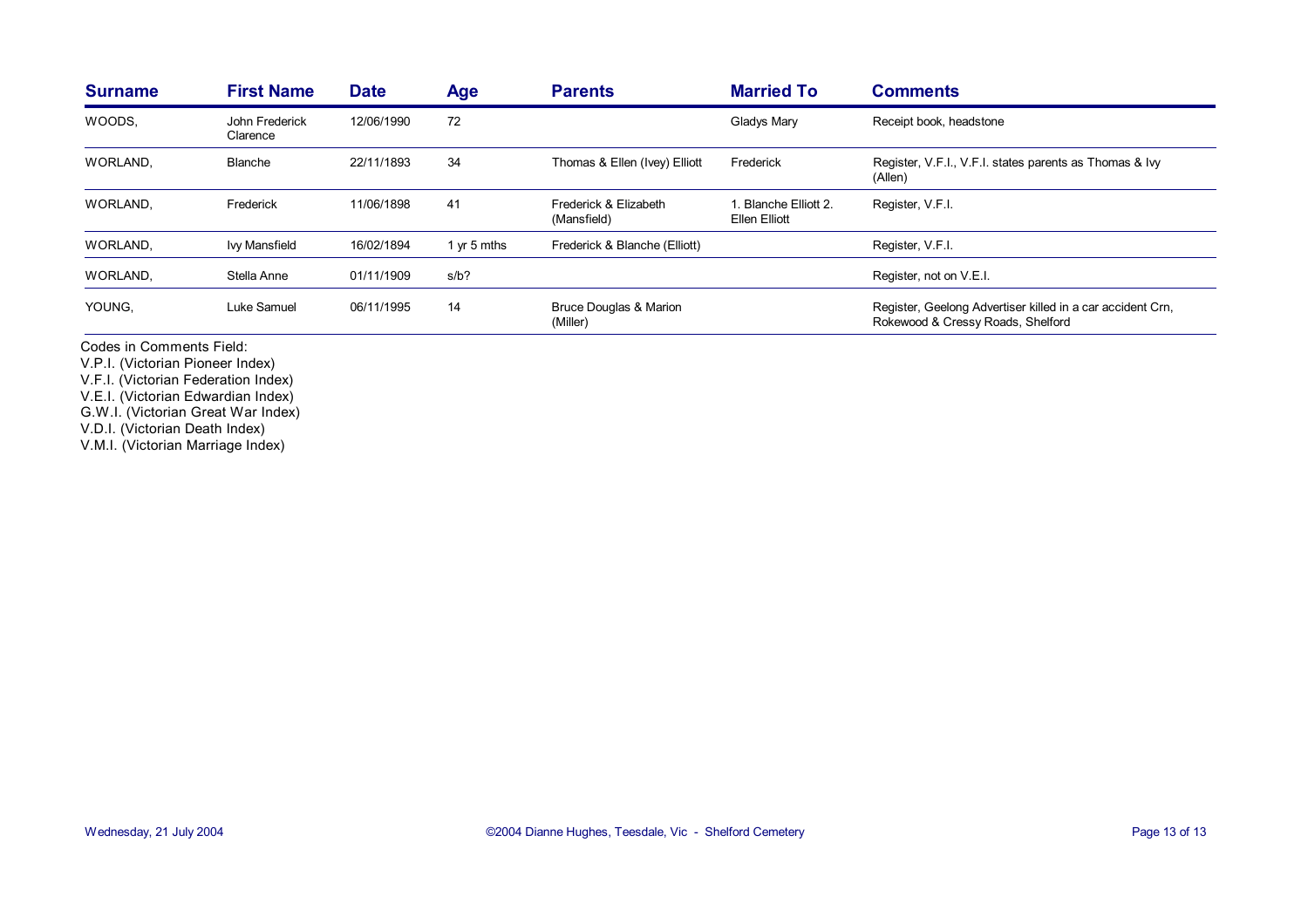| Surname | First Name | Date | Age | Parents | Married To | Comments |
|---|---|---|---|---|---|---|
| WOODS, | John Frederick Clarence | 12/06/1990 | 72 | | Gladys Mary | Receipt book, headstone |
| WORLAND, | Blanche | 22/11/1893 | 34 | Thomas & Ellen (Ivey) Elliott | Frederick | Register, V.F.I., V.F.I. states parents as Thomas & Ivy (Allen) |
| WORLAND, | Frederick | 11/06/1898 | 41 | Frederick & Elizabeth (Mansfield) | 1. Blanche Elliott 2. Ellen Elliott | Register, V.F.I. |
| WORLAND, | Ivy Mansfield | 16/02/1894 | 1 yr 5 mths | Frederick & Blanche (Elliott) | | Register, V.F.I. |
| WORLAND, | Stella Anne | 01/11/1909 | s/b? | | | Register, not on V.E.I. |
| YOUNG, | Luke Samuel | 06/11/1995 | 14 | Bruce Douglas & Marion (Miller) | | Register, Geelong Advertiser killed in a car accident Crn, Rokewood & Cressy Roads, Shelford |

Codes in Comments Field:
V.P.I. (Victorian Pioneer Index)
V.F.I. (Victorian Federation Index)
V.E.I. (Victorian Edwardian Index)
G.W.I. (Victorian Great War Index)
V.D.I. (Victorian Death Index)
V.M.I. (Victorian Marriage Index)